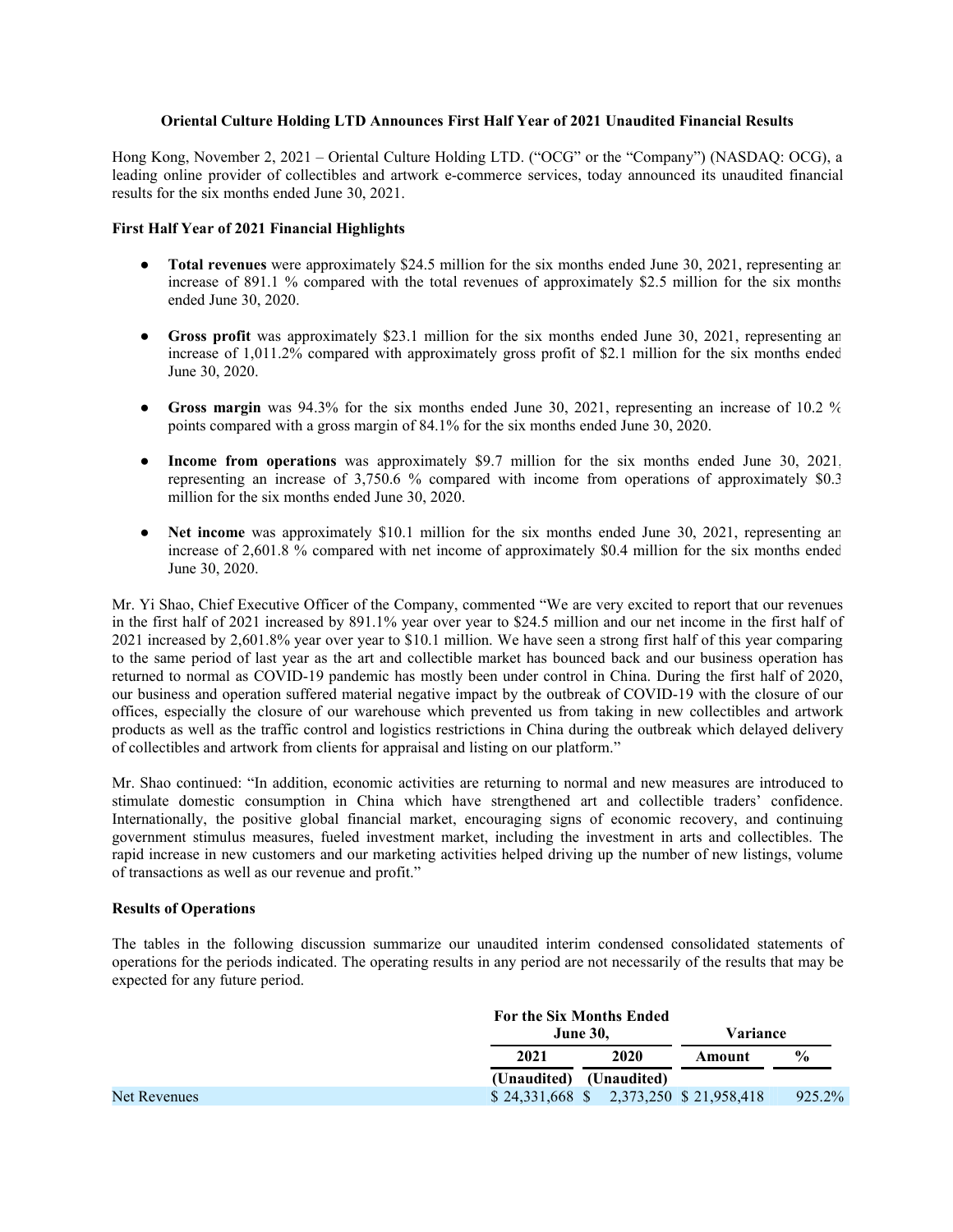**Oriental Culture Holding LTD Announces First Half Year of 2021 Unaudited Financial Results**

Hong Kong, November 2, 2021 – Oriental Culture Holding LTD. ("OCG" or the "Company") (NASDAQ: OCG), a leading online provider of collectibles and artwork e-commerce services, today announced its unaudited financial results for the six months ended June 30, 2021.

**First Half Year of 2021 Financial Highlights**

- **Total revenues** were approximately $24.5 million for the six months ended June 30, 2021, representing an increase of 891.1 % compared with the total revenues of approximately $2.5 million for the six months ended June 30, 2020.
- **Gross profit** was approximately $23.1 million for the six months ended June 30, 2021, representing an increase of 1,011.2% compared with approximately gross profit of $2.1 million for the six months ended June 30, 2020.
- **Gross margin** was 94.3% for the six months ended June 30, 2021, representing an increase of 10.2 % points compared with a gross margin of 84.1% for the six months ended June 30, 2020.
- **Income from operations** was approximately $9.7 million for the six months ended June 30, 2021, representing an increase of 3,750.6 % compared with income from operations of approximately $0.3 million for the six months ended June 30, 2020.
- **Net income** was approximately $10.1 million for the six months ended June 30, 2021, representing an increase of 2,601.8 % compared with net income of approximately $0.4 million for the six months ended June 30, 2020.

Mr. Yi Shao, Chief Executive Officer of the Company, commented "We are very excited to report that our revenues in the first half of 2021 increased by 891.1% year over year to $24.5 million and our net income in the first half of 2021 increased by 2,601.8% year over year to $10.1 million. We have seen a strong first half of this year comparing to the same period of last year as the art and collectible market has bounced back and our business operation has returned to normal as COVID-19 pandemic has mostly been under control in China. During the first half of 2020, our business and operation suffered material negative impact by the outbreak of COVID-19 with the closure of our offices, especially the closure of our warehouse which prevented us from taking in new collectibles and artwork products as well as the traffic control and logistics restrictions in China during the outbreak which delayed delivery of collectibles and artwork from clients for appraisal and listing on our platform."

Mr. Shao continued: "In addition, economic activities are returning to normal and new measures are introduced to stimulate domestic consumption in China which have strengthened art and collectible traders' confidence. Internationally, the positive global financial market, encouraging signs of economic recovery, and continuing government stimulus measures, fueled investment market, including the investment in arts and collectibles. The rapid increase in new customers and our marketing activities helped driving up the number of new listings, volume of transactions as well as our revenue and profit."

**Results of Operations**

The tables in the following discussion summarize our unaudited interim condensed consolidated statements of operations for the periods indicated. The operating results in any period are not necessarily of the results that may be expected for any future period.

| | For the Six Months Ended June 30, | | Variance | |
|---|---|---|---|---|
| | 2021 | 2020 | Amount | % |
| | (Unaudited) | (Unaudited) | | |
| Net Revenues | $ 24,331,668 | $ 2,373,250 | $ 21,958,418 | 925.2% |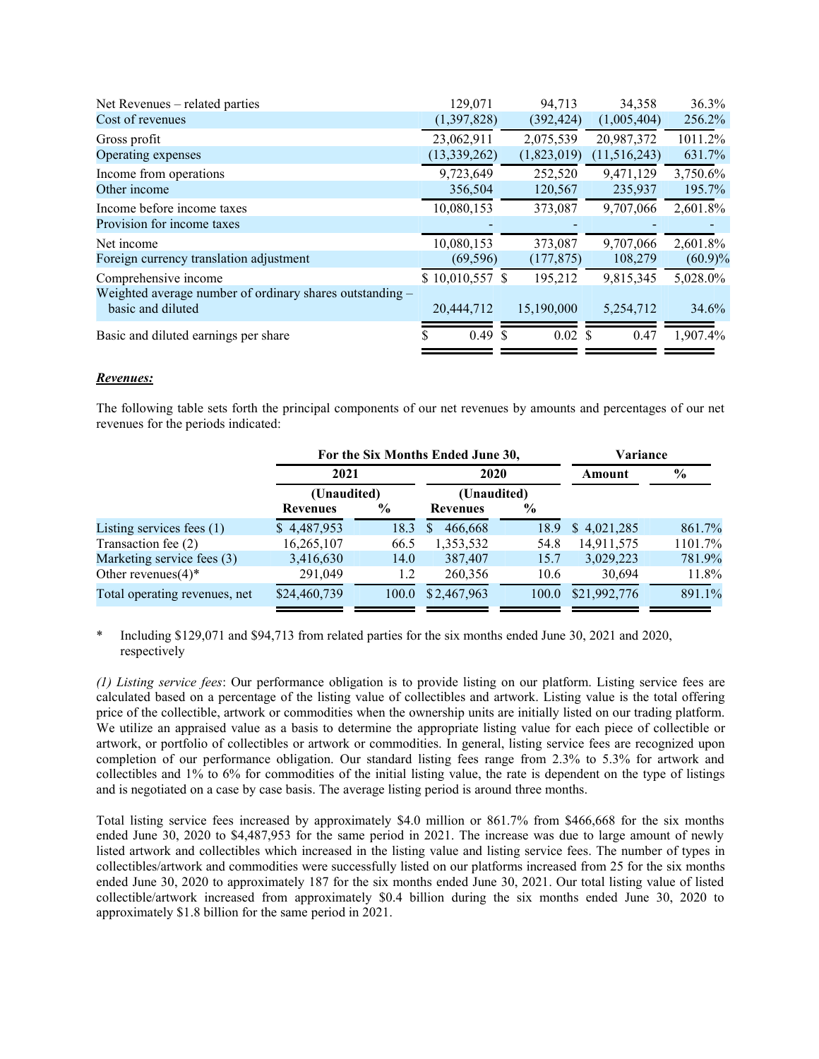| | | | | |
|---|---|---|---|---|
| Net Revenues – related parties | 129,071 | 94,713 | 34,358 | 36.3% |
| Cost of revenues | (1,397,828) | (392,424) | (1,005,404) | 256.2% |
| Gross profit | 23,062,911 | 2,075,539 | 20,987,372 | 1011.2% |
| Operating expenses | (13,339,262) | (1,823,019) | (11,516,243) | 631.7% |
| Income from operations | 9,723,649 | 252,520 | 9,471,129 | 3,750.6% |
| Other income | 356,504 | 120,567 | 235,937 | 195.7% |
| Income before income taxes | 10,080,153 | 373,087 | 9,707,066 | 2,601.8% |
| Provision for income taxes | - | - | - | - |
| Net income | 10,080,153 | 373,087 | 9,707,066 | 2,601.8% |
| Foreign currency translation adjustment | (69,596) | (177,875) | 108,279 | (60.9)% |
| Comprehensive income | $ 10,010,557 | $ 195,212 | 9,815,345 | 5,028.0% |
| Weighted average number of ordinary shares outstanding – basic and diluted | 20,444,712 | 15,190,000 | 5,254,712 | 34.6% |
| Basic and diluted earnings per share | $ 0.49 | $ 0.02 | $ 0.47 | 1,907.4% |

***Revenues:***

The following table sets forth the principal components of our net revenues by amounts and percentages of our net revenues for the periods indicated:

| | For the Six Months Ended June 30, | | | | Variance | |
|---|---|---|---|---|---|---|
| | 2021 | | 2020 | | Amount | % |
| | (Unaudited) | | (Unaudited) | | | |
| | Revenues | % | Revenues | % | | |
| Listing services fees (1) | $ 4,487,953 | 18.3 | $ 466,668 | 18.9 | $ 4,021,285 | 861.7% |
| Transaction fee (2) | 16,265,107 | 66.5 | 1,353,532 | 54.8 | 14,911,575 | 1101.7% |
| Marketing service fees (3) | 3,416,630 | 14.0 | 387,407 | 15.7 | 3,029,223 | 781.9% |
| Other revenues(4)* | 291,049 | 1.2 | 260,356 | 10.6 | 30,694 | 11.8% |
| Total operating revenues, net | $24,460,739 | 100.0 | $2,467,963 | 100.0 | $21,992,776 | 891.1% |

\* Including $129,071 and $94,713 from related parties for the six months ended June 30, 2021 and 2020, respectively

*(1) Listing service fees*: Our performance obligation is to provide listing on our platform. Listing service fees are calculated based on a percentage of the listing value of collectibles and artwork. Listing value is the total offering price of the collectible, artwork or commodities when the ownership units are initially listed on our trading platform. We utilize an appraised value as a basis to determine the appropriate listing value for each piece of collectible or artwork, or portfolio of collectibles or artwork or commodities. In general, listing service fees are recognized upon completion of our performance obligation. Our standard listing fees range from 2.3% to 5.3% for artwork and collectibles and 1% to 6% for commodities of the initial listing value, the rate is dependent on the type of listings and is negotiated on a case by case basis. The average listing period is around three months.

Total listing service fees increased by approximately $4.0 million or 861.7% from $466,668 for the six months ended June 30, 2020 to $4,487,953 for the same period in 2021. The increase was due to large amount of newly listed artwork and collectibles which increased in the listing value and listing service fees. The number of types in collectibles/artwork and commodities were successfully listed on our platforms increased from 25 for the six months ended June 30, 2020 to approximately 187 for the six months ended June 30, 2021. Our total listing value of listed collectible/artwork increased from approximately $0.4 billion during the six months ended June 30, 2020 to approximately $1.8 billion for the same period in 2021.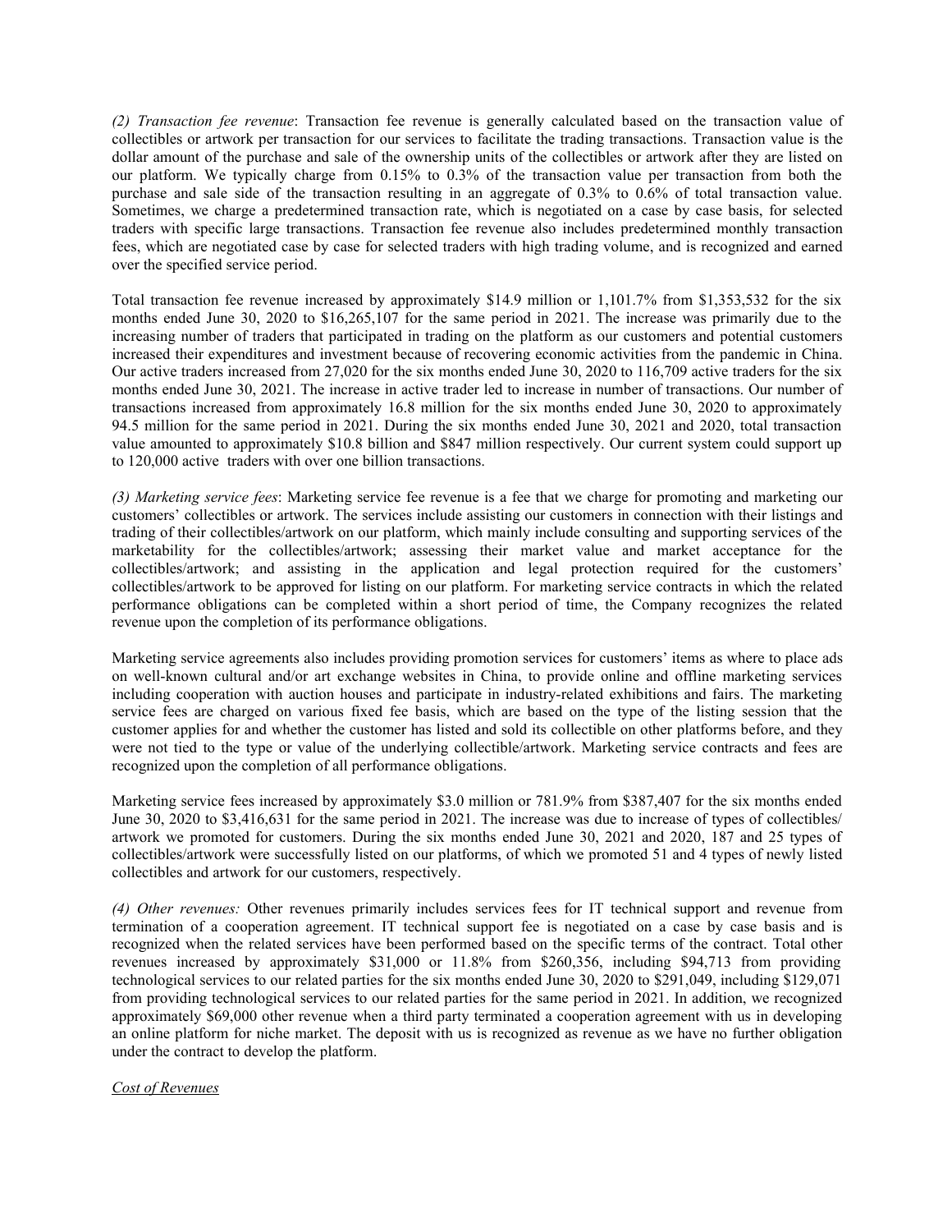*(2) Transaction fee revenue*: Transaction fee revenue is generally calculated based on the transaction value of collectibles or artwork per transaction for our services to facilitate the trading transactions. Transaction value is the dollar amount of the purchase and sale of the ownership units of the collectibles or artwork after they are listed on our platform. We typically charge from 0.15% to 0.3% of the transaction value per transaction from both the purchase and sale side of the transaction resulting in an aggregate of 0.3% to 0.6% of total transaction value. Sometimes, we charge a predetermined transaction rate, which is negotiated on a case by case basis, for selected traders with specific large transactions. Transaction fee revenue also includes predetermined monthly transaction fees, which are negotiated case by case for selected traders with high trading volume, and is recognized and earned over the specified service period.

Total transaction fee revenue increased by approximately $14.9 million or 1,101.7% from $1,353,532 for the six months ended June 30, 2020 to $16,265,107 for the same period in 2021. The increase was primarily due to the increasing number of traders that participated in trading on the platform as our customers and potential customers increased their expenditures and investment because of recovering economic activities from the pandemic in China. Our active traders increased from 27,020 for the six months ended June 30, 2020 to 116,709 active traders for the six months ended June 30, 2021. The increase in active trader led to increase in number of transactions. Our number of transactions increased from approximately 16.8 million for the six months ended June 30, 2020 to approximately 94.5 million for the same period in 2021. During the six months ended June 30, 2021 and 2020, total transaction value amounted to approximately $10.8 billion and $847 million respectively. Our current system could support up to 120,000 active traders with over one billion transactions.

*(3) Marketing service fees*: Marketing service fee revenue is a fee that we charge for promoting and marketing our customers' collectibles or artwork. The services include assisting our customers in connection with their listings and trading of their collectibles/artwork on our platform, which mainly include consulting and supporting services of the marketability for the collectibles/artwork; assessing their market value and market acceptance for the collectibles/artwork; and assisting in the application and legal protection required for the customers' collectibles/artwork to be approved for listing on our platform. For marketing service contracts in which the related performance obligations can be completed within a short period of time, the Company recognizes the related revenue upon the completion of its performance obligations.

Marketing service agreements also includes providing promotion services for customers' items as where to place ads on well-known cultural and/or art exchange websites in China, to provide online and offline marketing services including cooperation with auction houses and participate in industry-related exhibitions and fairs. The marketing service fees are charged on various fixed fee basis, which are based on the type of the listing session that the customer applies for and whether the customer has listed and sold its collectible on other platforms before, and they were not tied to the type or value of the underlying collectible/artwork. Marketing service contracts and fees are recognized upon the completion of all performance obligations.

Marketing service fees increased by approximately $3.0 million or 781.9% from $387,407 for the six months ended June 30, 2020 to $3,416,631 for the same period in 2021. The increase was due to increase of types of collectibles/artwork we promoted for customers. During the six months ended June 30, 2021 and 2020, 187 and 25 types of collectibles/artwork were successfully listed on our platforms, of which we promoted 51 and 4 types of newly listed collectibles and artwork for our customers, respectively.

*(4) Other revenues:* Other revenues primarily includes services fees for IT technical support and revenue from termination of a cooperation agreement. IT technical support fee is negotiated on a case by case basis and is recognized when the related services have been performed based on the specific terms of the contract. Total other revenues increased by approximately $31,000 or 11.8% from $260,356, including $94,713 from providing technological services to our related parties for the six months ended June 30, 2020 to $291,049, including $129,071 from providing technological services to our related parties for the same period in 2021. In addition, we recognized approximately $69,000 other revenue when a third party terminated a cooperation agreement with us in developing an online platform for niche market. The deposit with us is recognized as revenue as we have no further obligation under the contract to develop the platform.

<u>*Cost of Revenues*</u>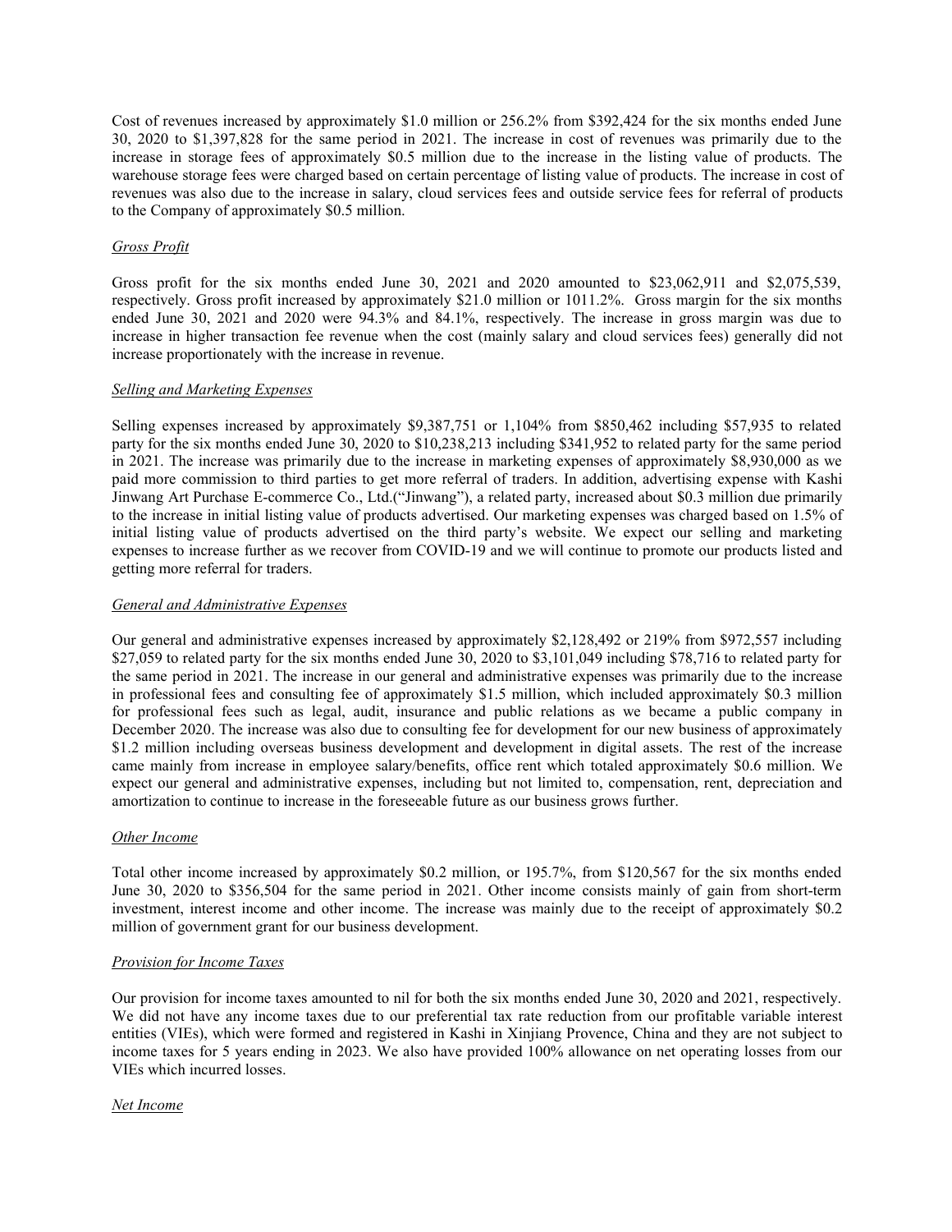Cost of revenues increased by approximately \$1.0 million or 256.2% from \$392,424 for the six months ended June 30, 2020 to \$1,397,828 for the same period in 2021. The increase in cost of revenues was primarily due to the increase in storage fees of approximately \$0.5 million due to the increase in the listing value of products. The warehouse storage fees were charged based on certain percentage of listing value of products. The increase in cost of revenues was also due to the increase in salary, cloud services fees and outside service fees for referral of products to the Company of approximately \$0.5 million.

*Gross Profit*

Gross profit for the six months ended June 30, 2021 and 2020 amounted to \$23,062,911 and \$2,075,539, respectively. Gross profit increased by approximately \$21.0 million or 1011.2%. Gross margin for the six months ended June 30, 2021 and 2020 were 94.3% and 84.1%, respectively. The increase in gross margin was due to increase in higher transaction fee revenue when the cost (mainly salary and cloud services fees) generally did not increase proportionately with the increase in revenue.

*Selling and Marketing Expenses*

Selling expenses increased by approximately \$9,387,751 or 1,104% from \$850,462 including \$57,935 to related party for the six months ended June 30, 2020 to \$10,238,213 including \$341,952 to related party for the same period in 2021. The increase was primarily due to the increase in marketing expenses of approximately \$8,930,000 as we paid more commission to third parties to get more referral of traders. In addition, advertising expense with Kashi Jinwang Art Purchase E-commerce Co., Ltd.("Jinwang"), a related party, increased about \$0.3 million due primarily to the increase in initial listing value of products advertised. Our marketing expenses was charged based on 1.5% of initial listing value of products advertised on the third party's website. We expect our selling and marketing expenses to increase further as we recover from COVID-19 and we will continue to promote our products listed and getting more referral for traders.

*General and Administrative Expenses*

Our general and administrative expenses increased by approximately \$2,128,492 or 219% from \$972,557 including \$27,059 to related party for the six months ended June 30, 2020 to \$3,101,049 including \$78,716 to related party for the same period in 2021. The increase in our general and administrative expenses was primarily due to the increase in professional fees and consulting fee of approximately \$1.5 million, which included approximately \$0.3 million for professional fees such as legal, audit, insurance and public relations as we became a public company in December 2020. The increase was also due to consulting fee for development for our new business of approximately \$1.2 million including overseas business development and development in digital assets. The rest of the increase came mainly from increase in employee salary/benefits, office rent which totaled approximately \$0.6 million. We expect our general and administrative expenses, including but not limited to, compensation, rent, depreciation and amortization to continue to increase in the foreseeable future as our business grows further.

*Other Income*

Total other income increased by approximately \$0.2 million, or 195.7%, from \$120,567 for the six months ended June 30, 2020 to \$356,504 for the same period in 2021. Other income consists mainly of gain from short-term investment, interest income and other income. The increase was mainly due to the receipt of approximately \$0.2 million of government grant for our business development.

*Provision for Income Taxes*

Our provision for income taxes amounted to nil for both the six months ended June 30, 2020 and 2021, respectively. We did not have any income taxes due to our preferential tax rate reduction from our profitable variable interest entities (VIEs), which were formed and registered in Kashi in Xinjiang Provence, China and they are not subject to income taxes for 5 years ending in 2023. We also have provided 100% allowance on net operating losses from our VIEs which incurred losses.

*Net Income*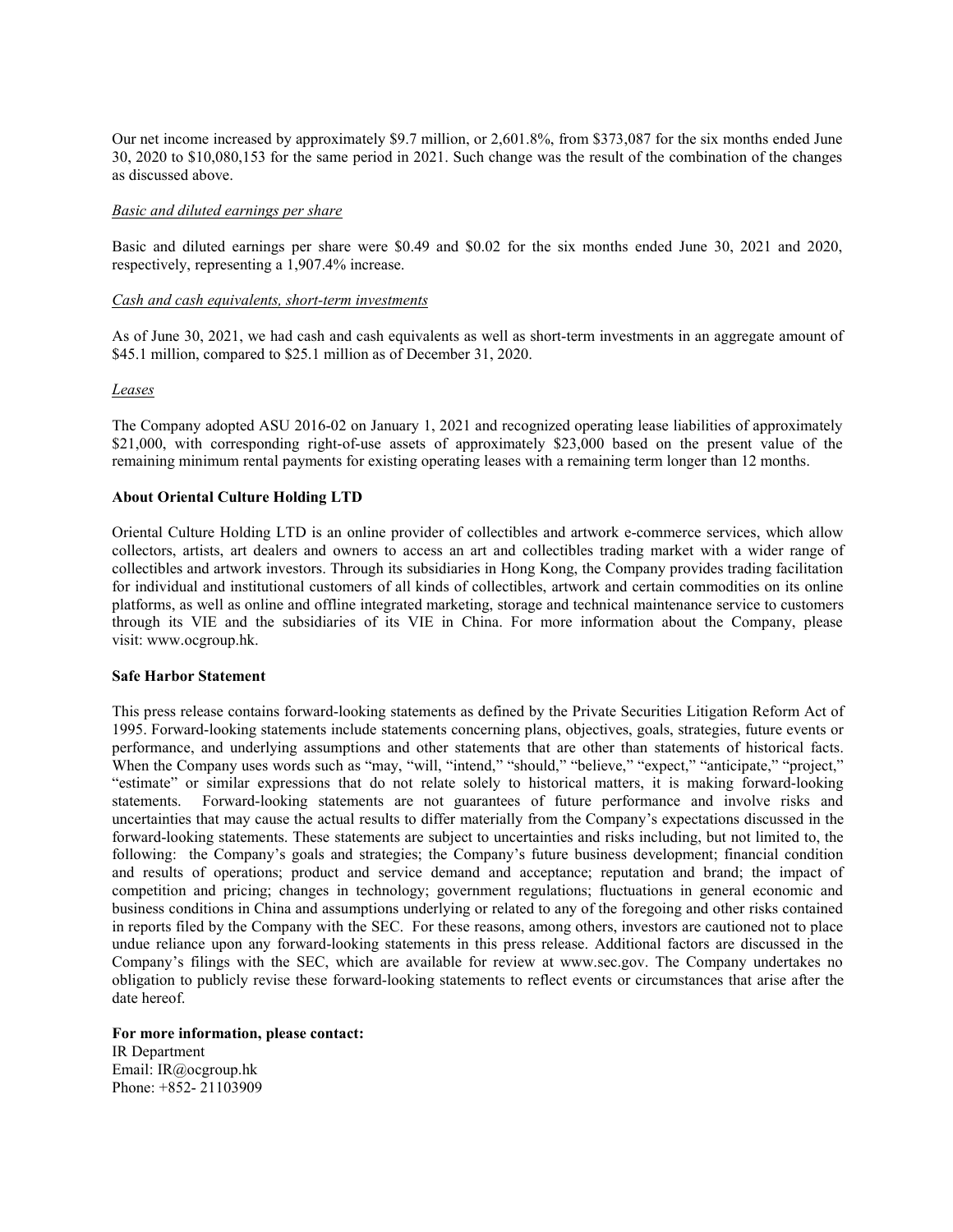Our net income increased by approximately $9.7 million, or 2,601.8%, from $373,087 for the six months ended June 30, 2020 to $10,080,153 for the same period in 2021. Such change was the result of the combination of the changes as discussed above.

*Basic and diluted earnings per share*

Basic and diluted earnings per share were $0.49 and $0.02 for the six months ended June 30, 2021 and 2020, respectively, representing a 1,907.4% increase.

*Cash and cash equivalents, short-term investments*

As of June 30, 2021, we had cash and cash equivalents as well as short-term investments in an aggregate amount of $45.1 million, compared to $25.1 million as of December 31, 2020.

*Leases*

The Company adopted ASU 2016-02 on January 1, 2021 and recognized operating lease liabilities of approximately $21,000, with corresponding right-of-use assets of approximately $23,000 based on the present value of the remaining minimum rental payments for existing operating leases with a remaining term longer than 12 months.

**About Oriental Culture Holding LTD**

Oriental Culture Holding LTD is an online provider of collectibles and artwork e-commerce services, which allow collectors, artists, art dealers and owners to access an art and collectibles trading market with a wider range of collectibles and artwork investors. Through its subsidiaries in Hong Kong, the Company provides trading facilitation for individual and institutional customers of all kinds of collectibles, artwork and certain commodities on its online platforms, as well as online and offline integrated marketing, storage and technical maintenance service to customers through its VIE and the subsidiaries of its VIE in China. For more information about the Company, please visit: www.ocgroup.hk.

**Safe Harbor Statement**

This press release contains forward-looking statements as defined by the Private Securities Litigation Reform Act of 1995. Forward-looking statements include statements concerning plans, objectives, goals, strategies, future events or performance, and underlying assumptions and other statements that are other than statements of historical facts. When the Company uses words such as "may, "will, "intend," "should," "believe," "expect," "anticipate," "project," "estimate" or similar expressions that do not relate solely to historical matters, it is making forward-looking statements. Forward-looking statements are not guarantees of future performance and involve risks and uncertainties that may cause the actual results to differ materially from the Company's expectations discussed in the forward-looking statements. These statements are subject to uncertainties and risks including, but not limited to, the following: the Company's goals and strategies; the Company's future business development; financial condition and results of operations; product and service demand and acceptance; reputation and brand; the impact of competition and pricing; changes in technology; government regulations; fluctuations in general economic and business conditions in China and assumptions underlying or related to any of the foregoing and other risks contained in reports filed by the Company with the SEC. For these reasons, among others, investors are cautioned not to place undue reliance upon any forward-looking statements in this press release. Additional factors are discussed in the Company's filings with the SEC, which are available for review at www.sec.gov. The Company undertakes no obligation to publicly revise these forward-looking statements to reflect events or circumstances that arise after the date hereof.

**For more information, please contact:**
IR Department
Email: IR@ocgroup.hk
Phone: +852- 21103909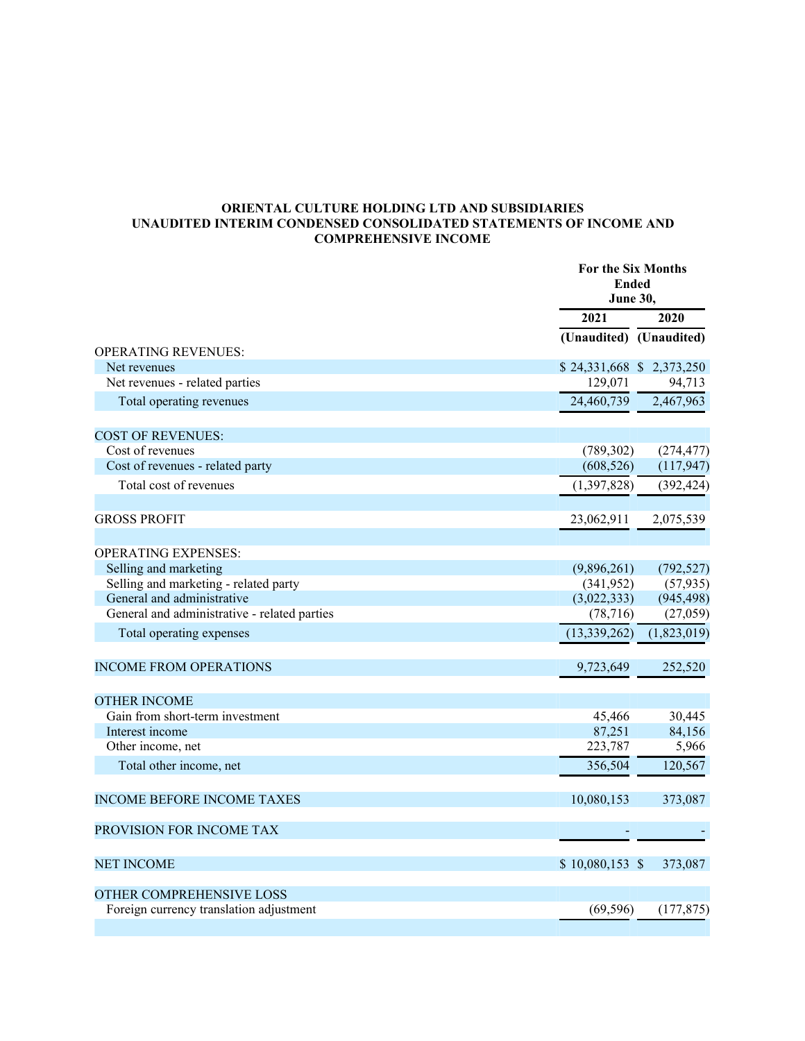**ORIENTAL CULTURE HOLDING LTD AND SUBSIDIARIES**
**UNAUDITED INTERIM CONDENSED CONSOLIDATED STATEMENTS OF INCOME AND COMPREHENSIVE INCOME**

| | For the Six Months Ended June 30, | |
|---|---|---|
| | 2021 | 2020 |
| | (Unaudited) | (Unaudited) |
| OPERATING REVENUES: | | |
| Net revenues | $ 24,331,668 | $ 2,373,250 |
| Net revenues - related parties | 129,071 | 94,713 |
| Total operating revenues | 24,460,739 | 2,467,963 |
| | | |
| COST OF REVENUES: | | |
| Cost of revenues | (789,302) | (274,477) |
| Cost of revenues - related party | (608,526) | (117,947) |
| Total cost of revenues | (1,397,828) | (392,424) |
| | | |
| GROSS PROFIT | 23,062,911 | 2,075,539 |
| | | |
| OPERATING EXPENSES: | | |
| Selling and marketing | (9,896,261) | (792,527) |
| Selling and marketing - related party | (341,952) | (57,935) |
| General and administrative | (3,022,333) | (945,498) |
| General and administrative - related parties | (78,716) | (27,059) |
| Total operating expenses | (13,339,262) | (1,823,019) |
| | | |
| INCOME FROM OPERATIONS | 9,723,649 | 252,520 |
| | | |
| OTHER INCOME | | |
| Gain from short-term investment | 45,466 | 30,445 |
| Interest income | 87,251 | 84,156 |
| Other income, net | 223,787 | 5,966 |
| Total other income, net | 356,504 | 120,567 |
| | | |
| INCOME BEFORE INCOME TAXES | 10,080,153 | 373,087 |
| | | |
| PROVISION FOR INCOME TAX | - | - |
| | | |
| NET INCOME | $ 10,080,153 | $ 373,087 |
| | | |
| OTHER COMPREHENSIVE LOSS | | |
| Foreign currency translation adjustment | (69,596) | (177,875) |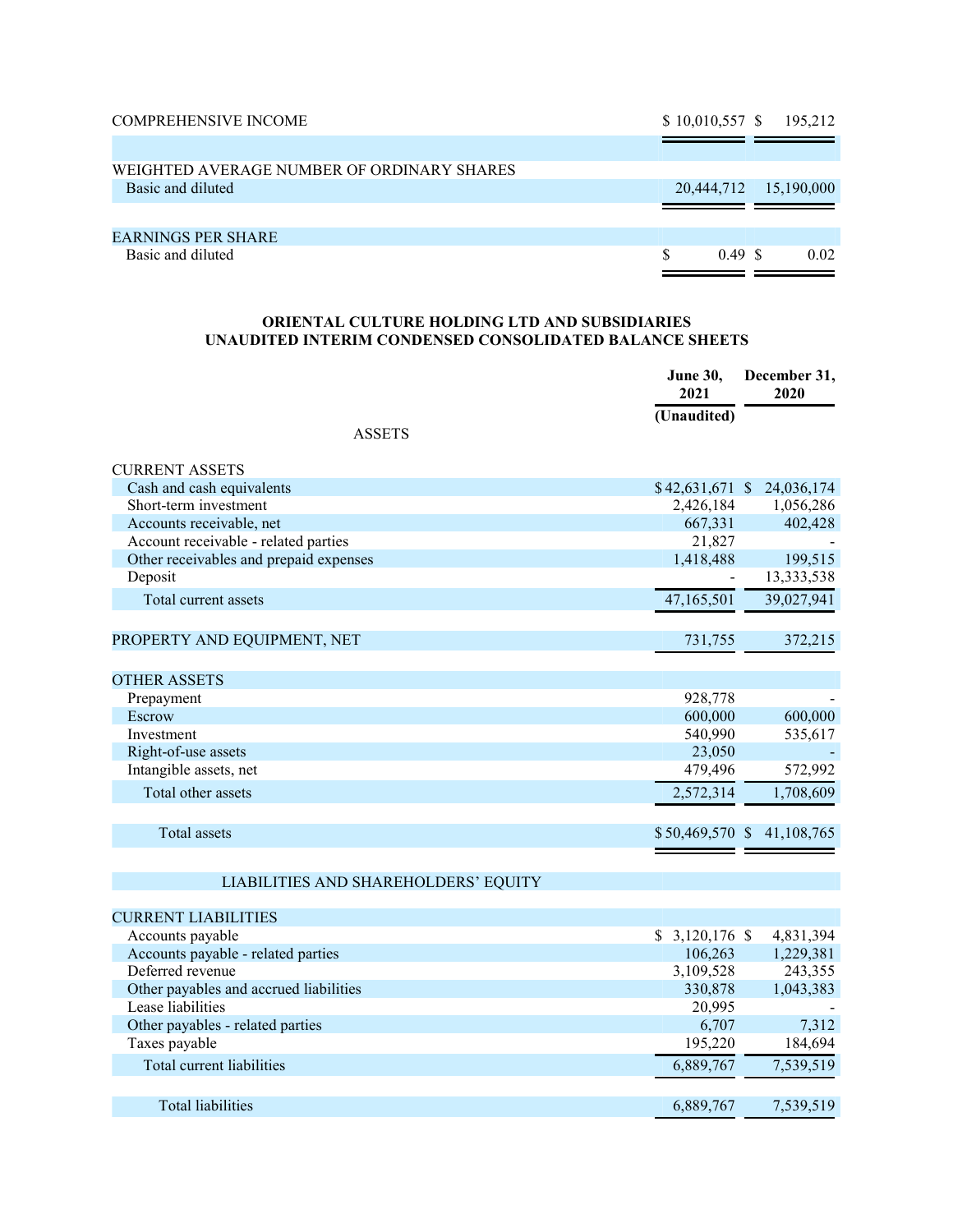| | | |
|---|---|---|
| COMPREHENSIVE INCOME | $ 10,010,557 | $ 195,212 |
| | | |
| WEIGHTED AVERAGE NUMBER OF ORDINARY SHARES | | |
| Basic and diluted | 20,444,712 | 15,190,000 |
| | | |
| EARNINGS PER SHARE | | |
| Basic and diluted | $ 0.49 | $ 0.02 |

**ORIENTAL CULTURE HOLDING LTD AND SUBSIDIARIES**
**UNAUDITED INTERIM CONDENSED CONSOLIDATED BALANCE SHEETS**

| | June 30, 2021 (Unaudited) | December 31, 2020 |
|---|---|---|
| ASSETS | | |
| CURRENT ASSETS | | |
| Cash and cash equivalents | $ 42,631,671 | $ 24,036,174 |
| Short-term investment | 2,426,184 | 1,056,286 |
| Accounts receivable, net | 667,331 | 402,428 |
| Account receivable - related parties | 21,827 | - |
| Other receivables and prepaid expenses | 1,418,488 | 199,515 |
| Deposit | - | 13,333,538 |
| Total current assets | 47,165,501 | 39,027,941 |
| | | |
| PROPERTY AND EQUIPMENT, NET | 731,755 | 372,215 |
| | | |
| OTHER ASSETS | | |
| Prepayment | 928,778 | - |
| Escrow | 600,000 | 600,000 |
| Investment | 540,990 | 535,617 |
| Right-of-use assets | 23,050 | - |
| Intangible assets, net | 479,496 | 572,992 |
| Total other assets | 2,572,314 | 1,708,609 |
| | | |
| Total assets | $ 50,469,570 | $ 41,108,765 |
| | | |
| LIABILITIES AND SHAREHOLDERS' EQUITY | | |
| | | |
| CURRENT LIABILITIES | | |
| Accounts payable | $ 3,120,176 | $ 4,831,394 |
| Accounts payable - related parties | 106,263 | 1,229,381 |
| Deferred revenue | 3,109,528 | 243,355 |
| Other payables and accrued liabilities | 330,878 | 1,043,383 |
| Lease liabilities | 20,995 | - |
| Other payables - related parties | 6,707 | 7,312 |
| Taxes payable | 195,220 | 184,694 |
| Total current liabilities | 6,889,767 | 7,539,519 |
| | | |
| Total liabilities | 6,889,767 | 7,539,519 |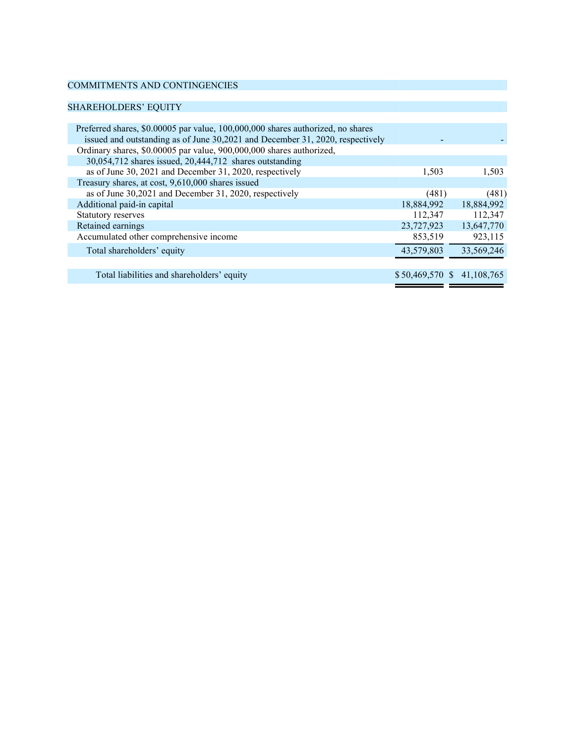| | | |
|---|---|---|
| COMMITMENTS AND CONTINGENCIES | | |
| | | |
| SHAREHOLDERS' EQUITY | | |
| | | |
| Preferred shares, \$0.00005 par value, 100,000,000 shares authorized, no shares issued and outstanding as of June 30,2021 and December 31, 2020, respectively | - | - |
| Ordinary shares, \$0.00005 par value, 900,000,000 shares authorized, 30,054,712 shares issued, 20,444,712 shares outstanding as of June 30, 2021 and December 31, 2020, respectively | 1,503 | 1,503 |
| Treasury shares, at cost, 9,610,000 shares issued as of June 30,2021 and December 31, 2020, respectively | (481) | (481) |
| Additional paid-in capital | 18,884,992 | 18,884,992 |
| Statutory reserves | 112,347 | 112,347 |
| Retained earnings | 23,727,923 | 13,647,770 |
| Accumulated other comprehensive income | 853,519 | 923,115 |
| Total shareholders' equity | 43,579,803 | 33,569,246 |
| | | |
| Total liabilities and shareholders' equity | \$ 50,469,570 | \$ 41,108,765 |